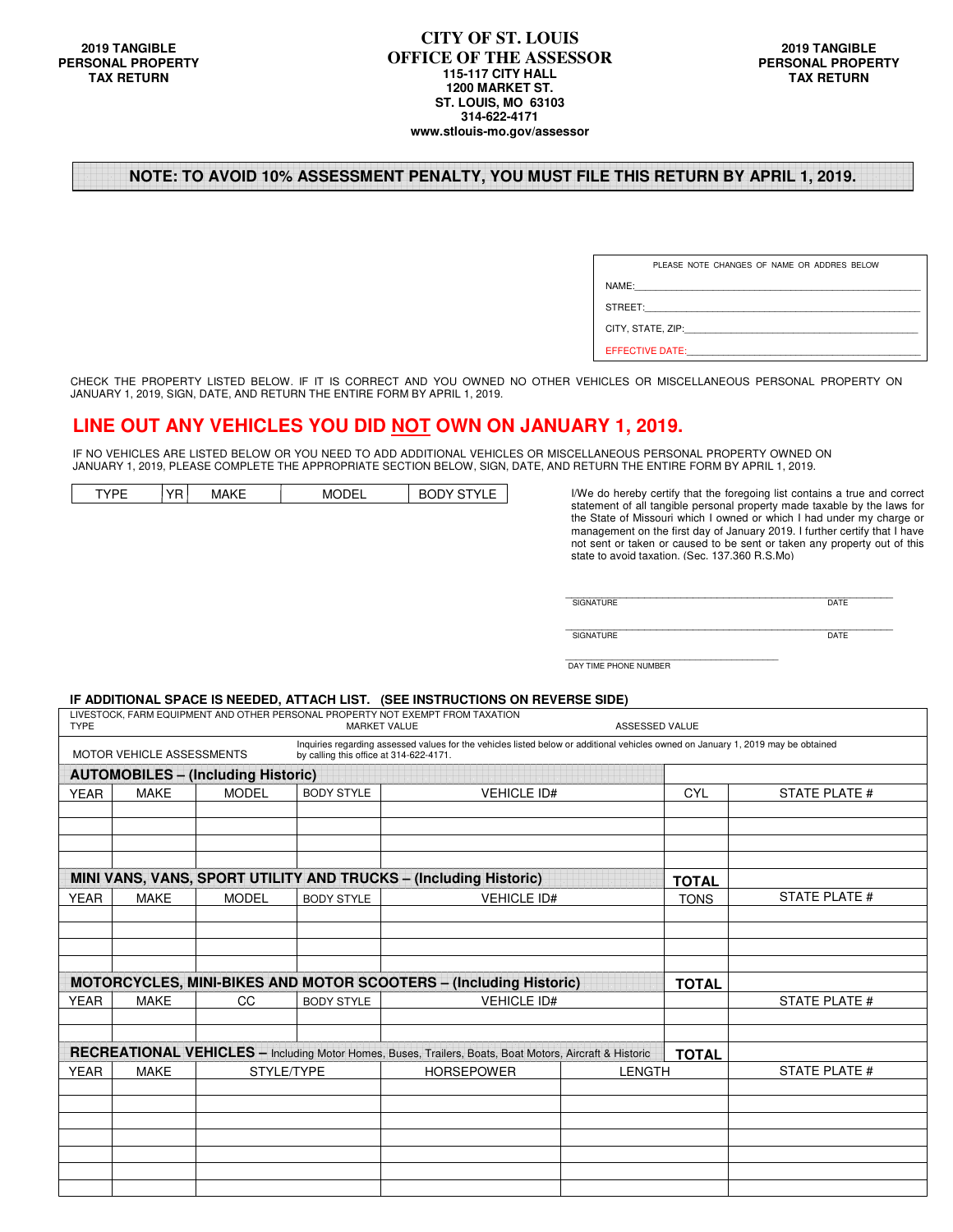**2019 TANGIBLE PERSONAL PROPERTY TAX RETURN**

# CITY OF ST. LOUIS
## OFFICE OF THE ASSESSOR

**115-117 CITY HALL**
**1200 MARKET ST.**
**ST. LOUIS, MO 63103**
**314-622-4171**
**www.stlouis-mo.gov/assessor**

**2019 TANGIBLE PERSONAL PROPERTY TAX RETURN**

**NOTE: TO AVOID 10% ASSESSMENT PENALTY, YOU MUST FILE THIS RETURN BY APRIL 1, 2019.**

PLEASE NOTE CHANGES OF NAME OR ADDRES BELOW

NAME:\_\_\_\_\_\_\_\_\_\_\_\_\_\_\_\_\_\_\_\_\_\_\_\_\_\_\_\_\_\_\_\_\_\_\_\_\_\_\_\_

STREET:\_\_\_\_\_\_\_\_\_\_\_\_\_\_\_\_\_\_\_\_\_\_\_\_\_\_\_\_\_\_\_\_\_\_\_\_\_\_\_\_

CITY, STATE, ZIP:\_\_\_\_\_\_\_\_\_\_\_\_\_\_\_\_\_\_\_\_\_\_\_\_\_\_\_\_\_\_\_\_\_\_\_\_

EFFECTIVE DATE:\_\_\_\_\_\_\_\_\_\_\_\_\_\_\_\_\_\_\_\_\_\_\_\_\_\_\_\_\_\_\_\_\_\_\_\_

CHECK THE PROPERTY LISTED BELOW. IF IT IS CORRECT AND YOU OWNED NO OTHER VEHICLES OR MISCELLANEOUS PERSONAL PROPERTY ON JANUARY 1, 2019, SIGN, DATE, AND RETURN THE ENTIRE FORM BY APRIL 1, 2019.

## LINE OUT ANY VEHICLES YOU DID NOT OWN ON JANUARY 1, 2019.

IF NO VEHICLES ARE LISTED BELOW OR YOU NEED TO ADD ADDITIONAL VEHICLES OR MISCELLANEOUS PERSONAL PROPERTY OWNED ON JANUARY 1, 2019, PLEASE COMPLETE THE APPROPRIATE SECTION BELOW, SIGN, DATE, AND RETURN THE ENTIRE FORM BY APRIL 1, 2019.

| TYPE | YR | MAKE | MODEL | BODY STYLE |
|---|---|---|---|---|

I/We do hereby certify that the foregoing list contains a true and correct statement of all tangible personal property made taxable by the laws for the State of Missouri which I owned or which I had under my charge or management on the first day of January 2019. I further certify that I have not sent or taken or caused to be sent or taken any property out of this state to avoid taxation. (Sec. 137.360 R.S.Mo)

\_\_\_\_\_\_\_\_\_\_\_\_\_\_\_\_\_\_\_\_\_\_\_\_\_\_\_\_\_\_\_\_\_\_\_\_\_\_\_\_
SIGNATURE DATE

\_\_\_\_\_\_\_\_\_\_\_\_\_\_\_\_\_\_\_\_\_\_\_\_\_\_\_\_\_\_\_\_\_\_\_\_\_\_\_\_
SIGNATURE DATE

\_\_\_\_\_\_\_\_\_\_\_\_\_\_\_\_\_\_\_\_\_\_\_\_\_\_\_\_
DAY TIME PHONE NUMBER

**IF ADDITIONAL SPACE IS NEEDED, ATTACH LIST. (SEE INSTRUCTIONS ON REVERSE SIDE)**

| LIVESTOCK, FARM EQUIPMENT AND OTHER PERSONAL PROPERTY NOT EXEMPT FROM TAXATION TYPE | MARKET VALUE | ASSESSED VALUE |
|---|---|---|

MOTOR VEHICLE ASSESSMENTS — Inquiries regarding assessed values for the vehicles listed below or additional vehicles owned on January 1, 2019 may be obtained by calling this office at 314-622-4171.

**AUTOMOBILES – (Including Historic)**

| YEAR | MAKE | MODEL | BODY STYLE | VEHICLE ID# | CYL | STATE PLATE # |
|---|---|---|---|---|---|---|
| | | | | | | |
| | | | | | | |
| | | | | | | |
| | | | | | | |

**MINI VANS, VANS, SPORT UTILITY AND TRUCKS – (Including Historic)**

| YEAR | MAKE | MODEL | BODY STYLE | VEHICLE ID# | TOTAL TONS | STATE PLATE # |
|---|---|---|---|---|---|---|
| | | | | | | |
| | | | | | | |
| | | | | | | |
| | | | | | | |

**MOTORCYCLES, MINI-BIKES AND MOTOR SCOOTERS – (Including Historic)**

| YEAR | MAKE | CC | BODY STYLE | VEHICLE ID# | TOTAL | STATE PLATE # |
|---|---|---|---|---|---|---|
| | | | | | | |
| | | | | | | |

**RECREATIONAL VEHICLES –** Including Motor Homes, Buses, Trailers, Boats, Boat Motors, Aircraft & Historic

| YEAR | MAKE | STYLE/TYPE | HORSEPOWER | LENGTH | TOTAL | STATE PLATE # |
|---|---|---|---|---|---|---|
| | | | | | | |
| | | | | | | |
| | | | | | | |
| | | | | | | |
| | | | | | | |
| | | | | | | |
| | | | | | | |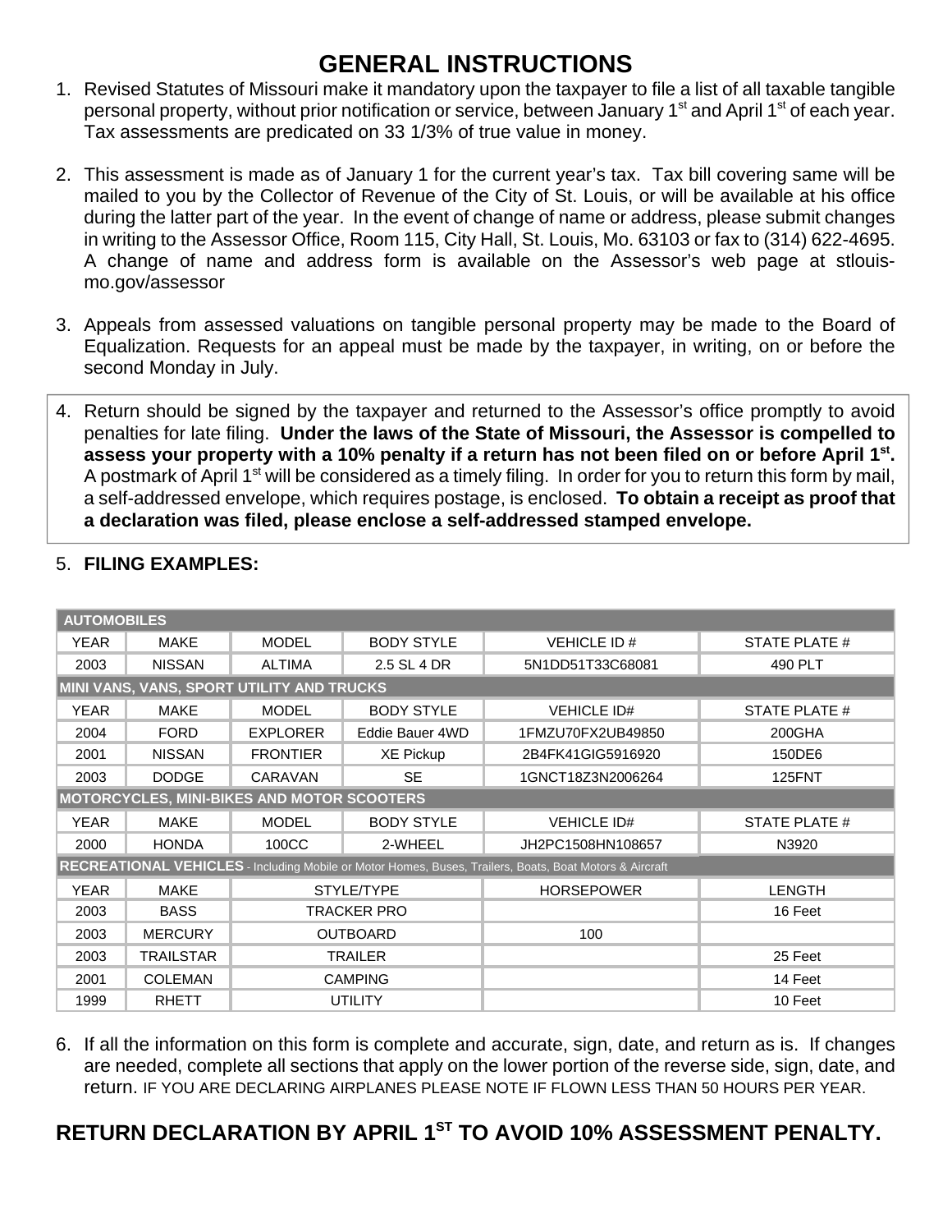# GENERAL INSTRUCTIONS

1. Revised Statutes of Missouri make it mandatory upon the taxpayer to file a list of all taxable tangible personal property, without prior notification or service, between January 1st and April 1st of each year. Tax assessments are predicated on 33 1/3% of true value in money.

2. This assessment is made as of January 1 for the current year's tax. Tax bill covering same will be mailed to you by the Collector of Revenue of the City of St. Louis, or will be available at his office during the latter part of the year. In the event of change of name or address, please submit changes in writing to the Assessor Office, Room 115, City Hall, St. Louis, Mo. 63103 or fax to (314) 622-4695. A change of name and address form is available on the Assessor's web page at stlouis-mo.gov/assessor

3. Appeals from assessed valuations on tangible personal property may be made to the Board of Equalization. Requests for an appeal must be made by the taxpayer, in writing, on or before the second Monday in July.

4. Return should be signed by the taxpayer and returned to the Assessor's office promptly to avoid penalties for late filing. **Under the laws of the State of Missouri, the Assessor is compelled to assess your property with a 10% penalty if a return has not been filed on or before April 1st.** A postmark of April 1st will be considered as a timely filing. In order for you to return this form by mail, a self-addressed envelope, which requires postage, is enclosed. **To obtain a receipt as proof that a declaration was filed, please enclose a self-addressed stamped envelope.**

5. **FILING EXAMPLES:**

| **AUTOMOBILES** | | | | | |
|---|---|---|---|---|---|
| YEAR | MAKE | MODEL | BODY STYLE | VEHICLE ID # | STATE PLATE # |
| 2003 | NISSAN | ALTIMA | 2.5 SL 4 DR | 5N1DD51T33C68081 | 490 PLT |
| **MINI VANS, VANS, SPORT UTILITY AND TRUCKS** | | | | | |
| YEAR | MAKE | MODEL | BODY STYLE | VEHICLE ID# | STATE PLATE # |
| 2004 | FORD | EXPLORER | Eddie Bauer 4WD | 1FMZU70FX2UB49850 | 200GHA |
| 2001 | NISSAN | FRONTIER | XE Pickup | 2B4FK41GIG5916920 | 150DE6 |
| 2003 | DODGE | CARAVAN | SE | 1GNCT18Z3N2006264 | 125FNT |
| **MOTORCYCLES, MINI-BIKES AND MOTOR SCOOTERS** | | | | | |
| YEAR | MAKE | MODEL | BODY STYLE | VEHICLE ID# | STATE PLATE # |
| 2000 | HONDA | 100CC | 2-WHEEL | JH2PC1508HN108657 | N3920 |
| **RECREATIONAL VEHICLES** - Including Mobile or Motor Homes, Buses, Trailers, Boats, Boat Motors & Aircraft | | | | | |
| YEAR | MAKE | STYLE/TYPE | | HORSEPOWER | LENGTH |
| 2003 | BASS | TRACKER PRO | | | 16 Feet |
| 2003 | MERCURY | OUTBOARD | | 100 | |
| 2003 | TRAILSTAR | TRAILER | | | 25 Feet |
| 2001 | COLEMAN | CAMPING | | | 14 Feet |
| 1999 | RHETT | UTILITY | | | 10 Feet |

6. If all the information on this form is complete and accurate, sign, date, and return as is. If changes are needed, complete all sections that apply on the lower portion of the reverse side, sign, date, and return. IF YOU ARE DECLARING AIRPLANES PLEASE NOTE IF FLOWN LESS THAN 50 HOURS PER YEAR.

## RETURN DECLARATION BY APRIL 1ST TO AVOID 10% ASSESSMENT PENALTY.